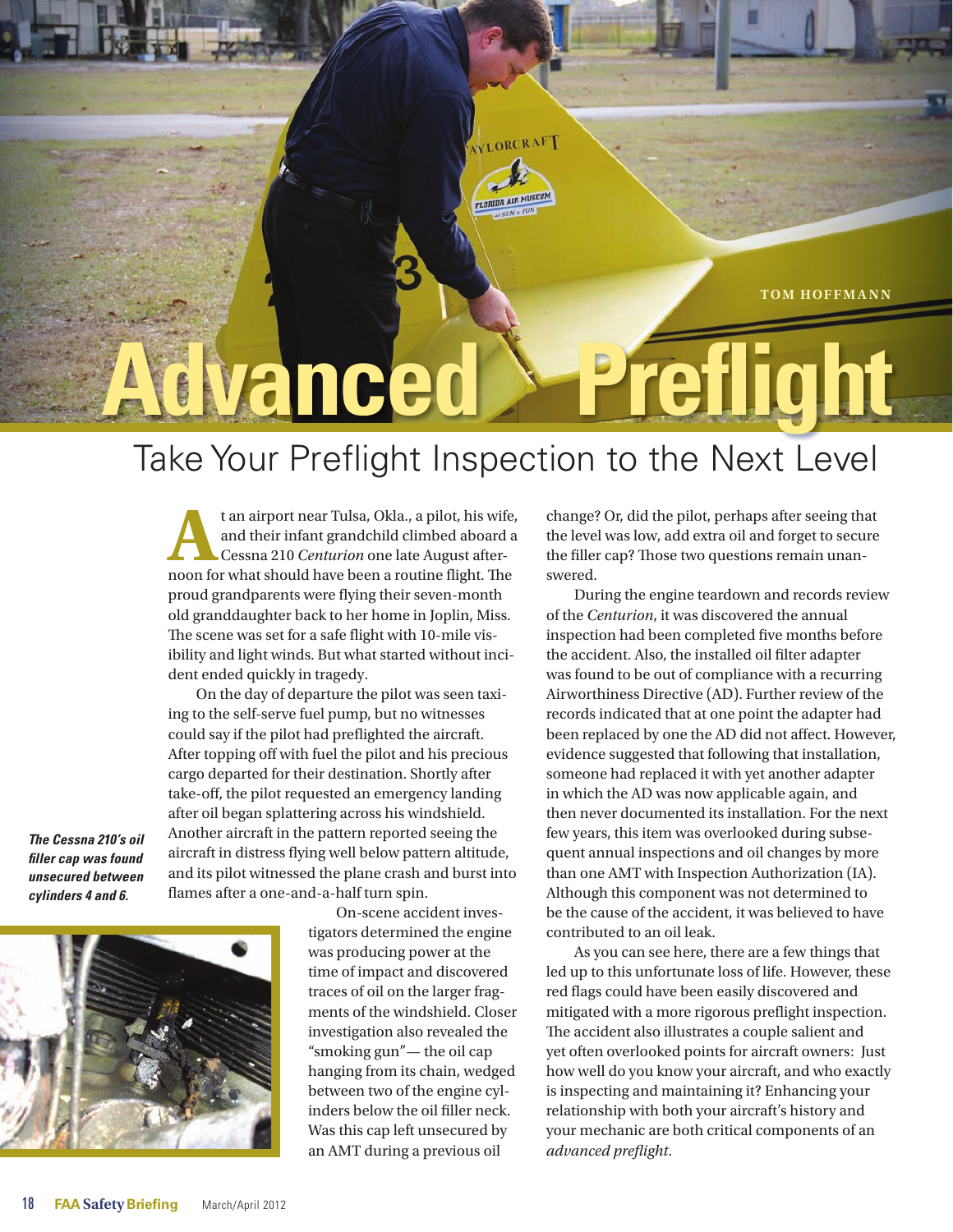TOM HOFFMANN

# Advanced Preflight

## Take Your Preflight Inspection to the Next Level

At an airport near Tulsa, Okla., a pilot, his wife, and their infant grandchild climbed aboard a Cessna 210 *Centurion* one late August afternoon for what should have been a routine flight. The proud grandparents were flying their seven-month old granddaughter back to her home in Joplin, Miss. The scene was set for a safe flight with 10-mile visibility and light winds. But what started without incident ended quickly in tragedy.

On the day of departure the pilot was seen taxiing to the self-serve fuel pump, but no witnesses could say if the pilot had preflighted the aircraft. After topping off with fuel the pilot and his precious cargo departed for their destination. Shortly after take-off, the pilot requested an emergency landing after oil began splattering across his windshield. Another aircraft in the pattern reported seeing the aircraft in distress flying well below pattern altitude, and its pilot witnessed the plane crash and burst into flames after a one-and-a-half turn spin.

***The Cessna 210's oil filler cap was found unsecured between cylinders 4 and 6.***

On-scene accident investigators determined the engine was producing power at the time of impact and discovered traces of oil on the larger fragments of the windshield. Closer investigation also revealed the "smoking gun"— the oil cap hanging from its chain, wedged between two of the engine cylinders below the oil filler neck. Was this cap left unsecured by an AMT during a previous oil change? Or, did the pilot, perhaps after seeing that the level was low, add extra oil and forget to secure the filler cap? Those two questions remain unanswered.

During the engine teardown and records review of the *Centurion*, it was discovered the annual inspection had been completed five months before the accident. Also, the installed oil filter adapter was found to be out of compliance with a recurring Airworthiness Directive (AD). Further review of the records indicated that at one point the adapter had been replaced by one the AD did not affect. However, evidence suggested that following that installation, someone had replaced it with yet another adapter in which the AD was now applicable again, and then never documented its installation. For the next few years, this item was overlooked during subsequent annual inspections and oil changes by more than one AMT with Inspection Authorization (IA). Although this component was not determined to be the cause of the accident, it was believed to have contributed to an oil leak.

As you can see here, there are a few things that led up to this unfortunate loss of life. However, these red flags could have been easily discovered and mitigated with a more rigorous preflight inspection. The accident also illustrates a couple salient and yet often overlooked points for aircraft owners: Just how well do you know your aircraft, and who exactly is inspecting and maintaining it? Enhancing your relationship with both your aircraft's history and your mechanic are both critical components of an *advanced preflight*.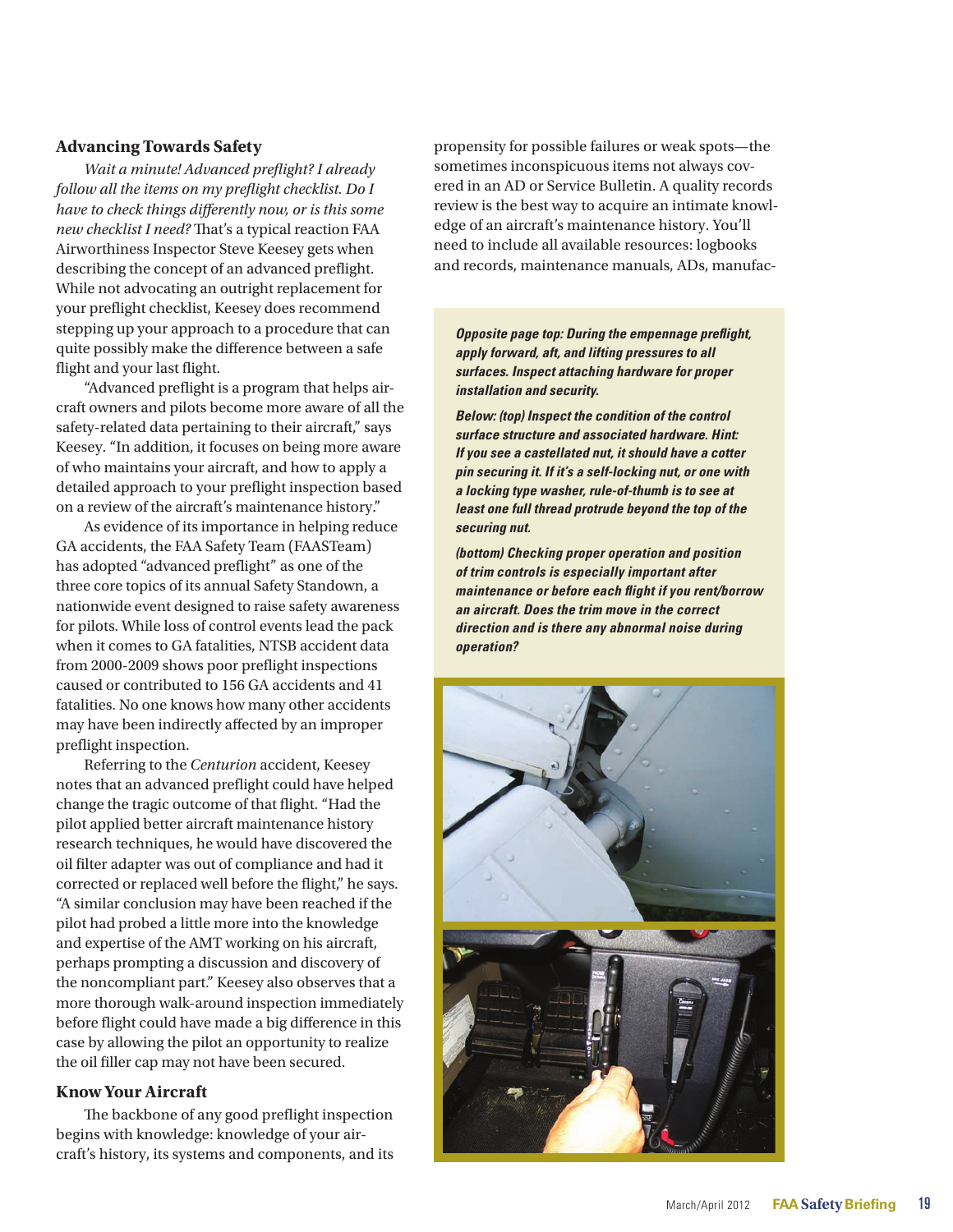### Advancing Towards Safety

*Wait a minute! Advanced preflight? I already follow all the items on my preflight checklist. Do I have to check things differently now, or is this some new checklist I need?* That's a typical reaction FAA Airworthiness Inspector Steve Keesey gets when describing the concept of an advanced preflight. While not advocating an outright replacement for your preflight checklist, Keesey does recommend stepping up your approach to a procedure that can quite possibly make the difference between a safe flight and your last flight.

"Advanced preflight is a program that helps aircraft owners and pilots become more aware of all the safety-related data pertaining to their aircraft," says Keesey. "In addition, it focuses on being more aware of who maintains your aircraft, and how to apply a detailed approach to your preflight inspection based on a review of the aircraft's maintenance history."

As evidence of its importance in helping reduce GA accidents, the FAA Safety Team (FAASTeam) has adopted "advanced preflight" as one of the three core topics of its annual Safety Standown, a nationwide event designed to raise safety awareness for pilots. While loss of control events lead the pack when it comes to GA fatalities, NTSB accident data from 2000-2009 shows poor preflight inspections caused or contributed to 156 GA accidents and 41 fatalities. No one knows how many other accidents may have been indirectly affected by an improper preflight inspection.

Referring to the *Centurion* accident, Keesey notes that an advanced preflight could have helped change the tragic outcome of that flight. "Had the pilot applied better aircraft maintenance history research techniques, he would have discovered the oil filter adapter was out of compliance and had it corrected or replaced well before the flight," he says. "A similar conclusion may have been reached if the pilot had probed a little more into the knowledge and expertise of the AMT working on his aircraft, perhaps prompting a discussion and discovery of the noncompliant part." Keesey also observes that a more thorough walk-around inspection immediately before flight could have made a big difference in this case by allowing the pilot an opportunity to realize the oil filler cap may not have been secured.

### Know Your Aircraft

The backbone of any good preflight inspection begins with knowledge: knowledge of your aircraft's history, its systems and components, and its propensity for possible failures or weak spots—the sometimes inconspicuous items not always covered in an AD or Service Bulletin. A quality records review is the best way to acquire an intimate knowledge of an aircraft's maintenance history. You'll need to include all available resources: logbooks and records, maintenance manuals, ADs, manufac-

***Opposite page top: During the empennage preflight, apply forward, aft, and lifting pressures to all surfaces. Inspect attaching hardware for proper installation and security.***

***Below: (top) Inspect the condition of the control surface structure and associated hardware. Hint: If you see a castellated nut, it should have a cotter pin securing it. If it's a self-locking nut, or one with a locking type washer, rule-of-thumb is to see at least one full thread protrude beyond the top of the securing nut.***

***(bottom) Checking proper operation and position of trim controls is especially important after maintenance or before each flight if you rent/borrow an aircraft. Does the trim move in the correct direction and is there any abnormal noise during operation?***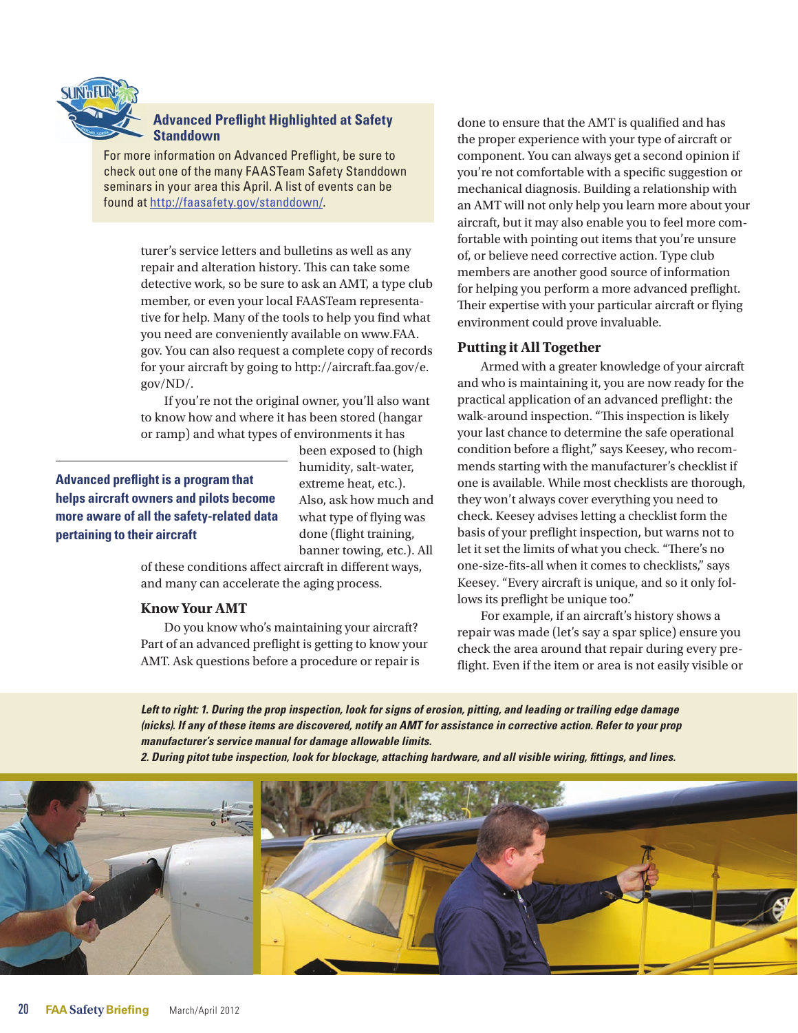**Advanced Preflight Highlighted at Safety Standdown**

For more information on Advanced Preflight, be sure to check out one of the many FAASTeam Safety Standdown seminars in your area this April. A list of events can be found at http://faasafety.gov/standdown/.

turer's service letters and bulletins as well as any repair and alteration history. This can take some detective work, so be sure to ask an AMT, a type club member, or even your local FAASTeam representative for help. Many of the tools to help you find what you need are conveniently available on www.FAA.gov. You can also request a complete copy of records for your aircraft by going to http://aircraft.faa.gov/e.gov/ND/.

If you're not the original owner, you'll also want to know how and where it has been stored (hangar or ramp) and what types of environments it has been exposed to (high humidity, salt-water, extreme heat, etc.). Also, ask how much and what type of flying was done (flight training, banner towing, etc.). All of these conditions affect aircraft in different ways, and many can accelerate the aging process.

**Advanced preflight is a program that helps aircraft owners and pilots become more aware of all the safety-related data pertaining to their aircraft**

### Know Your AMT

Do you know who's maintaining your aircraft? Part of an advanced preflight is getting to know your AMT. Ask questions before a procedure or repair is done to ensure that the AMT is qualified and has the proper experience with your type of aircraft or component. You can always get a second opinion if you're not comfortable with a specific suggestion or mechanical diagnosis. Building a relationship with an AMT will not only help you learn more about your aircraft, but it may also enable you to feel more comfortable with pointing out items that you're unsure of, or believe need corrective action. Type club members are another good source of information for helping you perform a more advanced preflight. Their expertise with your particular aircraft or flying environment could prove invaluable.

### Putting it All Together

Armed with a greater knowledge of your aircraft and who is maintaining it, you are now ready for the practical application of an advanced preflight: the walk-around inspection. "This inspection is likely your last chance to determine the safe operational condition before a flight," says Keesey, who recommends starting with the manufacturer's checklist if one is available. While most checklists are thorough, they won't always cover everything you need to check. Keesey advises letting a checklist form the basis of your preflight inspection, but warns not to let it set the limits of what you check. "There's no one-size-fits-all when it comes to checklists," says Keesey. "Every aircraft is unique, and so it only follows its preflight be unique too."

For example, if an aircraft's history shows a repair was made (let's say a spar splice) ensure you check the area around that repair during every preflight. Even if the item or area is not easily visible or

***Left to right: 1. During the prop inspection, look for signs of erosion, pitting, and leading or trailing edge damage (nicks). If any of these items are discovered, notify an AMT for assistance in corrective action. Refer to your prop manufacturer's service manual for damage allowable limits.***

***2. During pitot tube inspection, look for blockage, attaching hardware, and all visible wiring, fittings, and lines.***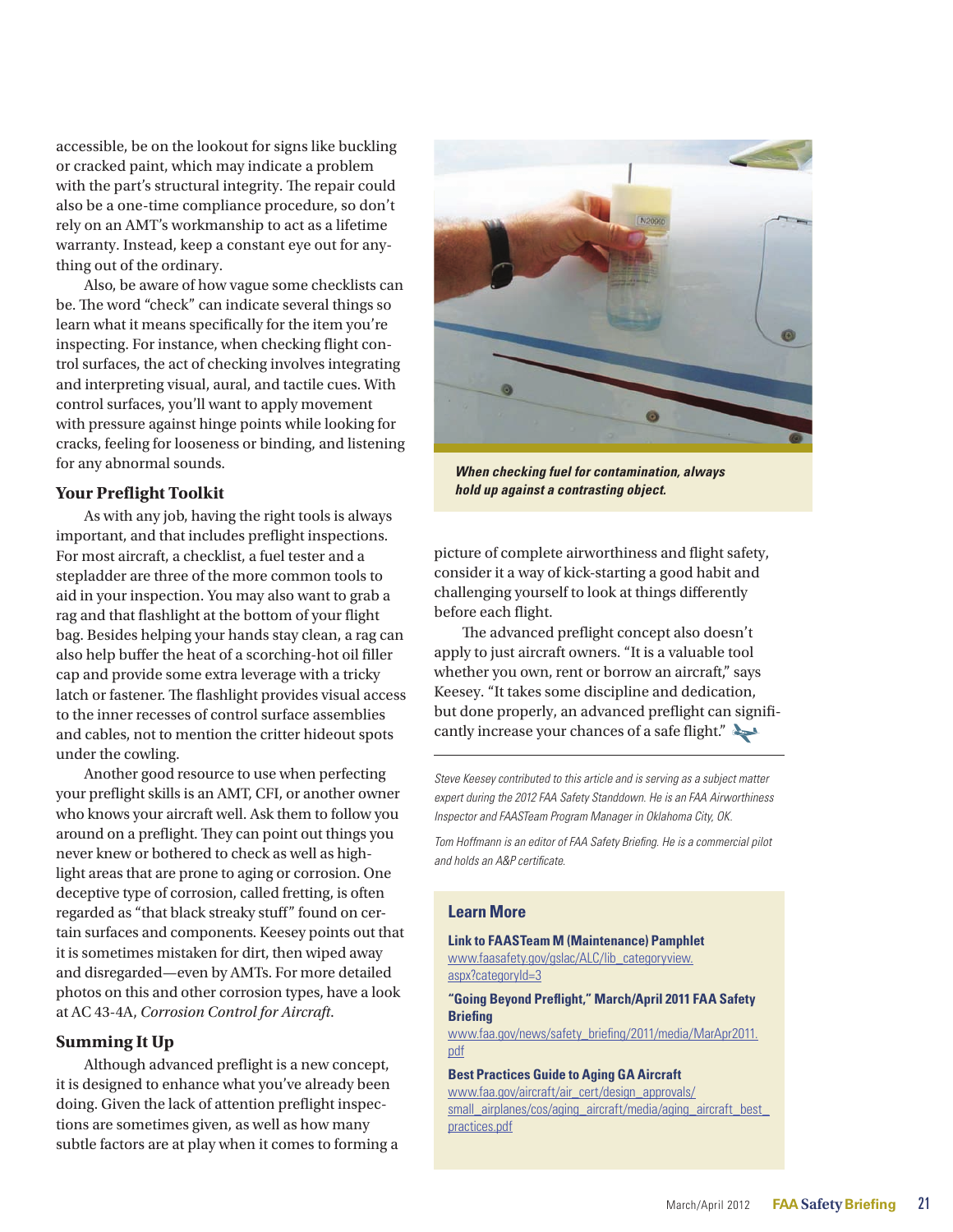accessible, be on the lookout for signs like buckling or cracked paint, which may indicate a problem with the part's structural integrity. The repair could also be a one-time compliance procedure, so don't rely on an AMT's workmanship to act as a lifetime warranty. Instead, keep a constant eye out for anything out of the ordinary.

Also, be aware of how vague some checklists can be. The word "check" can indicate several things so learn what it means specifically for the item you're inspecting. For instance, when checking flight control surfaces, the act of checking involves integrating and interpreting visual, aural, and tactile cues. With control surfaces, you'll want to apply movement with pressure against hinge points while looking for cracks, feeling for looseness or binding, and listening for any abnormal sounds.

## Your Preflight Toolkit

As with any job, having the right tools is always important, and that includes preflight inspections. For most aircraft, a checklist, a fuel tester and a stepladder are three of the more common tools to aid in your inspection. You may also want to grab a rag and that flashlight at the bottom of your flight bag. Besides helping your hands stay clean, a rag can also help buffer the heat of a scorching-hot oil filler cap and provide some extra leverage with a tricky latch or fastener. The flashlight provides visual access to the inner recesses of control surface assemblies and cables, not to mention the critter hideout spots under the cowling.

Another good resource to use when perfecting your preflight skills is an AMT, CFI, or another owner who knows your aircraft well. Ask them to follow you around on a preflight. They can point out things you never knew or bothered to check as well as highlight areas that are prone to aging or corrosion. One deceptive type of corrosion, called fretting, is often regarded as "that black streaky stuff" found on certain surfaces and components. Keesey points out that it is sometimes mistaken for dirt, then wiped away and disregarded—even by AMTs. For more detailed photos on this and other corrosion types, have a look at AC 43-4A, *Corrosion Control for Aircraft*.

## Summing It Up

Although advanced preflight is a new concept, it is designed to enhance what you've already been doing. Given the lack of attention preflight inspections are sometimes given, as well as how many subtle factors are at play when it comes to forming a picture of complete airworthiness and flight safety, consider it a way of kick-starting a good habit and challenging yourself to look at things differently before each flight.

***When checking fuel for contamination, always hold up against a contrasting object.***

The advanced preflight concept also doesn't apply to just aircraft owners. "It is a valuable tool whether you own, rent or borrow an aircraft," says Keesey. "It takes some discipline and dedication, but done properly, an advanced preflight can significantly increase your chances of a safe flight."

---

*Steve Keesey contributed to this article and is serving as a subject matter expert during the 2012 FAA Safety Standdown. He is an FAA Airworthiness Inspector and FAASTeam Program Manager in Oklahoma City, OK.*

*Tom Hoffmann is an editor of FAA Safety Briefing. He is a commercial pilot and holds an A&P certificate.*

### Learn More

**Link to FAASTeam M (Maintenance) Pamphlet**
www.faasafety.gov/gslac/ALC/lib_categoryview.aspx?categoryId=3

**"Going Beyond Preflight," March/April 2011 FAA Safety Briefing**
www.faa.gov/news/safety_briefing/2011/media/MarApr2011.pdf

**Best Practices Guide to Aging GA Aircraft**
www.faa.gov/aircraft/air_cert/design_approvals/small_airplanes/cos/aging_aircraft/media/aging_aircraft_best_practices.pdf